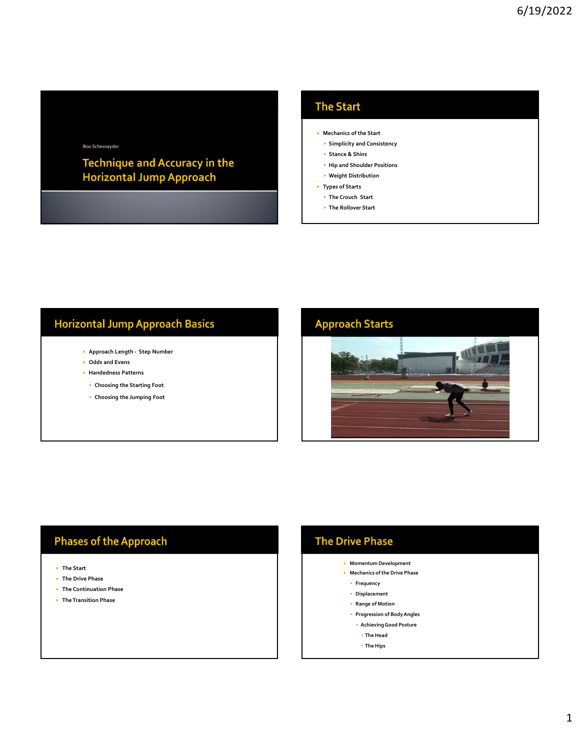Boo Schexnayder

# Technique and Accuracy in the Horizontal Jump Approach

## The Start

- Mechanics of the Start
  - Simplicity and Consistency
  - Stance & Shins
  - Hip and Shoulder Positions
  - Weight Distribution
- Types of Starts
  - The Crouch Start
  - The Rollover Start

## Horizontal Jump Approach Basics

- Approach Length - Step Number
- Odds and Evens
- Handedness Patterns
  - Choosing the Starting Foot
  - Choosing the Jumping Foot

## Approach Starts

## Phases of the Approach

- The Start
- The Drive Phase
- The Continuation Phase
- The Transition Phase

## The Drive Phase

- Momentum Development
- Mechanics of the Drive Phase
  - Frequency
  - Displacement
  - Range of Motion
  - Progression of Body Angles
    - Achieving Good Posture
      - The Head
      - The Hips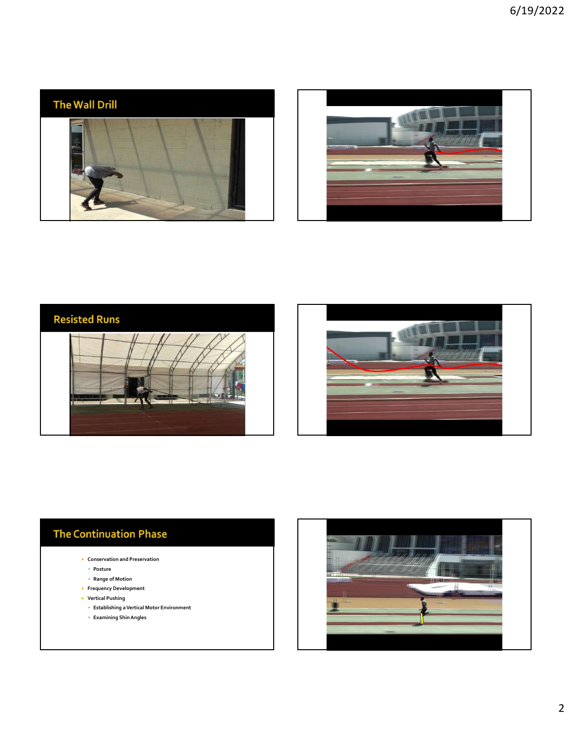## The Wall Drill

## Resisted Runs

## The Continuation Phase

- Conservation and Preservation
  - Posture
  - Range of Motion
- Frequency Development
- Vertical Pushing
  - Establishing a Vertical Motor Environment
  - Examining Shin Angles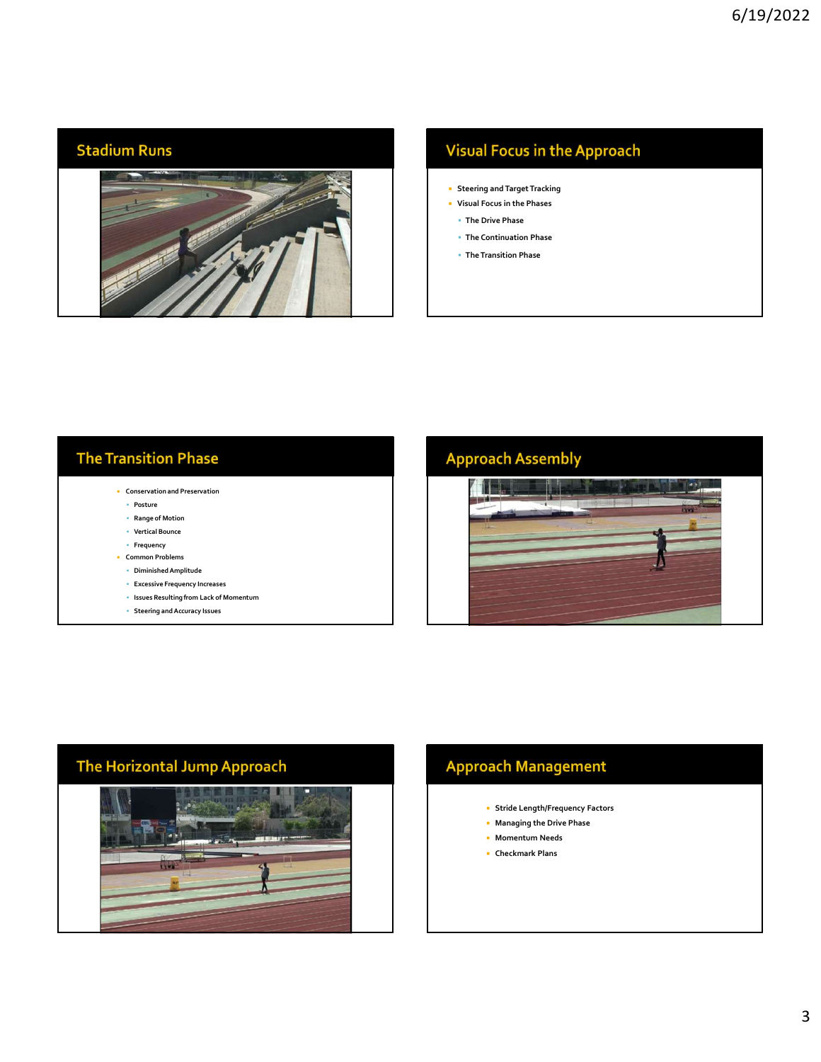## Stadium Runs

## Visual Focus in the Approach

- Steering and Target Tracking
- Visual Focus in the Phases
  - The Drive Phase
  - The Continuation Phase
  - The Transition Phase

## The Transition Phase

- Conservation and Preservation
  - Posture
  - Range of Motion
  - Vertical Bounce
  - Frequency
- Common Problems
  - Diminished Amplitude
  - Excessive Frequency Increases
  - Issues Resulting from Lack of Momentum
  - Steering and Accuracy Issues

## Approach Assembly

## The Horizontal Jump Approach

## Approach Management

- Stride Length/Frequency Factors
- Managing the Drive Phase
- Momentum Needs
- Checkmark Plans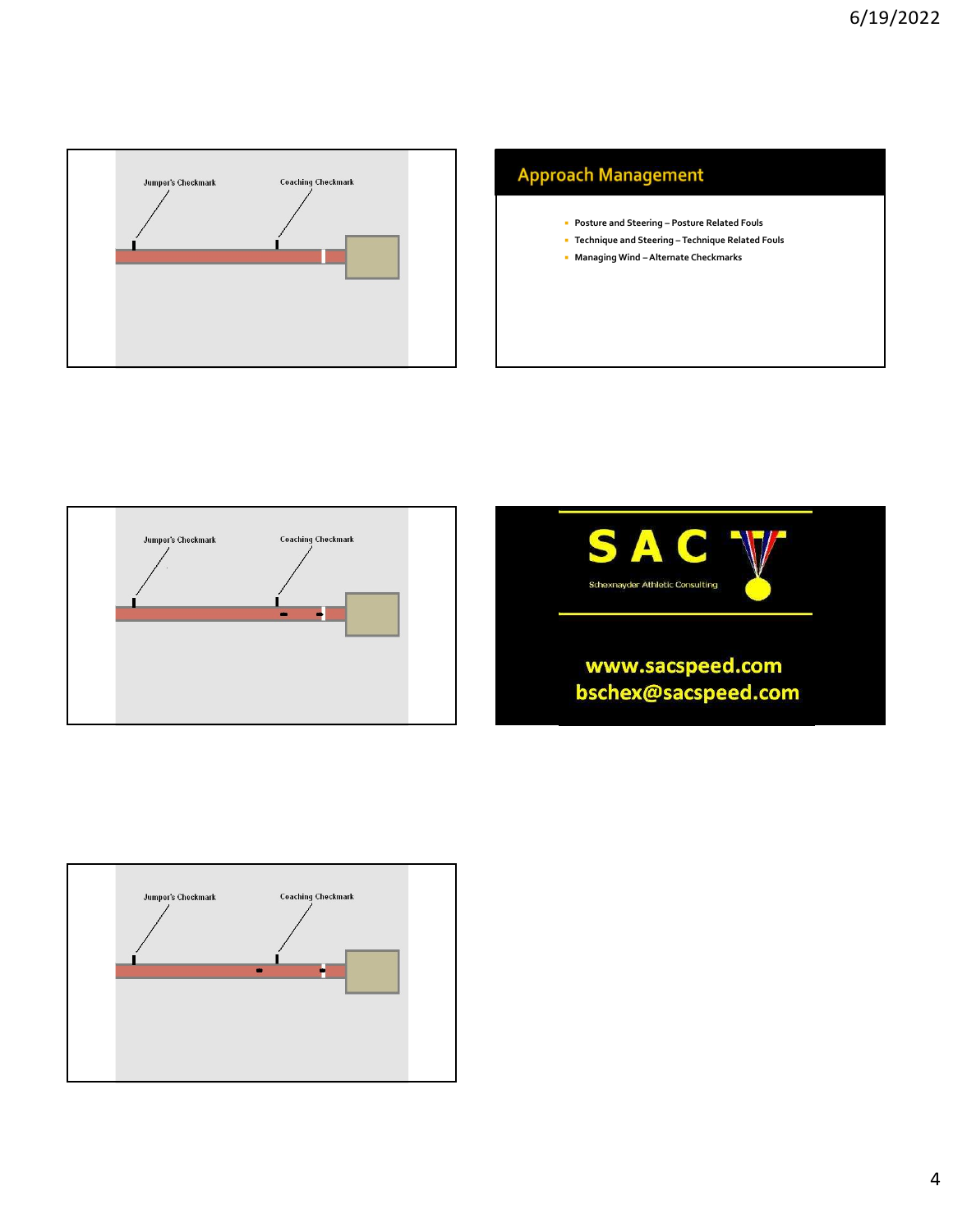Jumper's Checkmark

Coaching Checkmark

## Approach Management

- Posture and Steering – Posture Related Fouls
- Technique and Steering – Technique Related Fouls
- Managing Wind – Alternate Checkmarks

Jumper's Checkmark

Coaching Checkmark

SAC

Schexnayder Athletic Consulting

www.sacspeed.com

bschex@sacspeed.com

Jumper's Checkmark

Coaching Checkmark